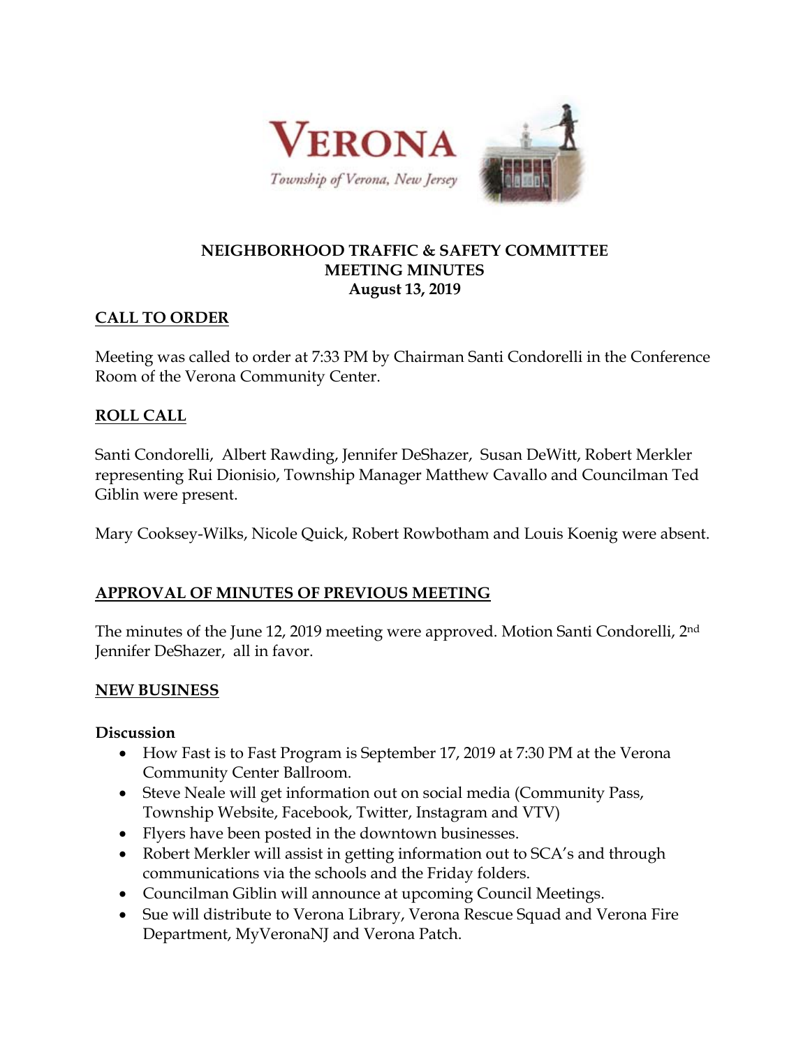**VERONA**

*Township of Verona, New Jersey*

# NEIGHBORHOOD TRAFFIC & SAFETY COMMITTEE MEETING MINUTES
## August 13, 2019

## CALL TO ORDER

Meeting was called to order at 7:33 PM by Chairman Santi Condorelli in the Conference Room of the Verona Community Center.

## ROLL CALL

Santi Condorelli, Albert Rawding, Jennifer DeShazer, Susan DeWitt, Robert Merkler representing Rui Dionisio, Township Manager Matthew Cavallo and Councilman Ted Giblin were present.

Mary Cooksey-Wilks, Nicole Quick, Robert Rowbotham and Louis Koenig were absent.

## APPROVAL OF MINUTES OF PREVIOUS MEETING

The minutes of the June 12, 2019 meeting were approved. Motion Santi Condorelli, 2nd Jennifer DeShazer, all in favor.

## NEW BUSINESS

**Discussion**

- How Fast is to Fast Program is September 17, 2019 at 7:30 PM at the Verona Community Center Ballroom.
- Steve Neale will get information out on social media (Community Pass, Township Website, Facebook, Twitter, Instagram and VTV)
- Flyers have been posted in the downtown businesses.
- Robert Merkler will assist in getting information out to SCA's and through communications via the schools and the Friday folders.
- Councilman Giblin will announce at upcoming Council Meetings.
- Sue will distribute to Verona Library, Verona Rescue Squad and Verona Fire Department, MyVeronaNJ and Verona Patch.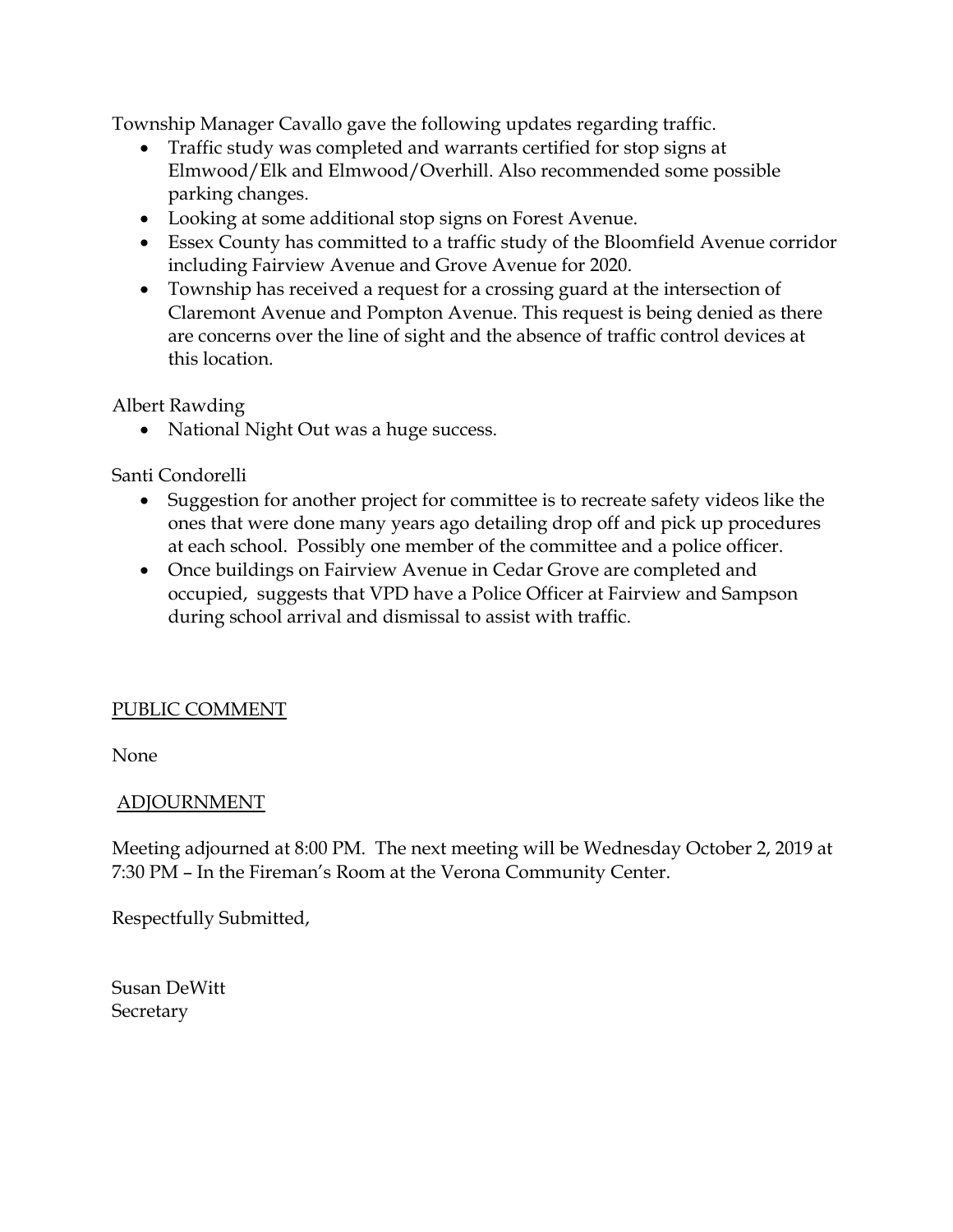Township Manager Cavallo gave the following updates regarding traffic.

- Traffic study was completed and warrants certified for stop signs at Elmwood/Elk and Elmwood/Overhill. Also recommended some possible parking changes.
- Looking at some additional stop signs on Forest Avenue.
- Essex County has committed to a traffic study of the Bloomfield Avenue corridor including Fairview Avenue and Grove Avenue for 2020.
- Township has received a request for a crossing guard at the intersection of Claremont Avenue and Pompton Avenue. This request is being denied as there are concerns over the line of sight and the absence of traffic control devices at this location.

Albert Rawding

- National Night Out was a huge success.

Santi Condorelli

- Suggestion for another project for committee is to recreate safety videos like the ones that were done many years ago detailing drop off and pick up procedures at each school. Possibly one member of the committee and a police officer.
- Once buildings on Fairview Avenue in Cedar Grove are completed and occupied, suggests that VPD have a Police Officer at Fairview and Sampson during school arrival and dismissal to assist with traffic.

<u>PUBLIC COMMENT</u>

None

<u>ADJOURNMENT</u>

Meeting adjourned at 8:00 PM. The next meeting will be Wednesday October 2, 2019 at 7:30 PM – In the Fireman's Room at the Verona Community Center.

Respectfully Submitted,

Susan DeWitt
Secretary